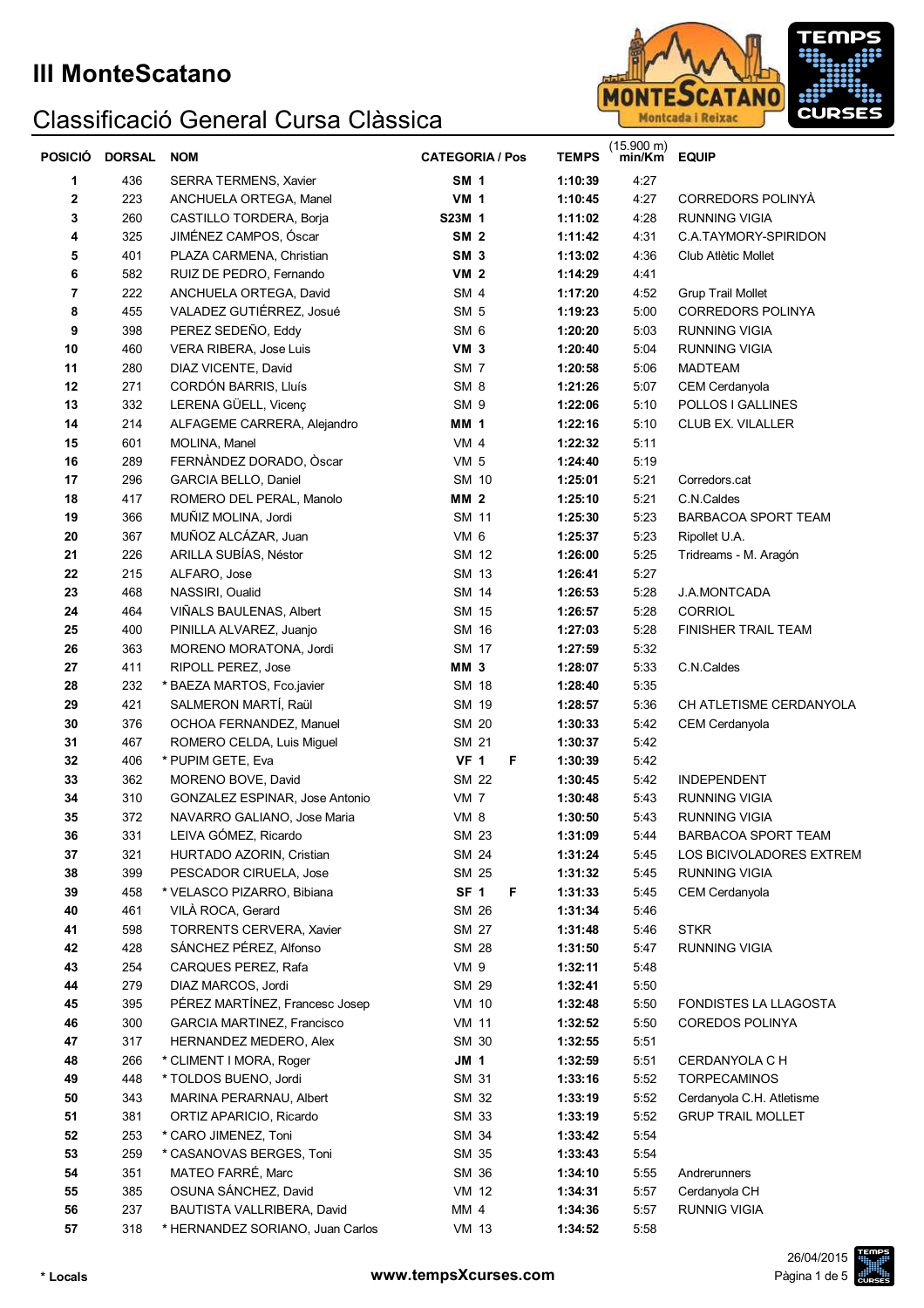# III MonteScatano

## Classificació General Cursa Clàssica

| POSICIÓ | DORSAL | NOM | CATEGORIA / Pos | | TEMPS | (15.900 m) min/Km | EQUIP |
|---|---|---|---|---|---|---|---|
| 1 | 436 | SERRA TERMENS, Xavier | **SM 1** | | **1:10:39** | 4:27 | |
| 2 | 223 | ANCHUELA ORTEGA, Manel | **VM 1** | | **1:10:45** | 4:27 | CORREDORS POLINYÀ |
| 3 | 260 | CASTILLO TORDERA, Borja | **S23M 1** | | **1:11:02** | 4:28 | RUNNING VIGIA |
| 4 | 325 | JIMÉNEZ CAMPOS, Óscar | **SM 2** | | **1:11:42** | 4:31 | C.A.TAYMORY-SPIRIDON |
| 5 | 401 | PLAZA CARMENA, Christian | **SM 3** | | **1:13:02** | 4:36 | Club Atlètic Mollet |
| 6 | 582 | RUIZ DE PEDRO, Fernando | **VM 2** | | **1:14:29** | 4:41 | |
| 7 | 222 | ANCHUELA ORTEGA, David | SM 4 | | **1:17:20** | 4:52 | Grup Trail Mollet |
| 8 | 455 | VALADEZ GUTIÉRREZ, Josué | SM 5 | | **1:19:23** | 5:00 | CORREDORS POLINYA |
| 9 | 398 | PEREZ SEDEÑO, Eddy | SM 6 | | **1:20:20** | 5:03 | RUNNING VIGIA |
| 10 | 460 | VERA RIBERA, Jose Luis | **VM 3** | | **1:20:40** | 5:04 | RUNNING VIGIA |
| 11 | 280 | DIAZ VICENTE, David | SM 7 | | **1:20:58** | 5:06 | MADTEAM |
| 12 | 271 | CORDÓN BARRIS, Lluís | SM 8 | | **1:21:26** | 5:07 | CEM Cerdanyola |
| 13 | 332 | LERENA GÜELL, Vicenç | SM 9 | | **1:22:06** | 5:10 | POLLOS I GALLINES |
| 14 | 214 | ALFAGEME CARRERA, Alejandro | **MM 1** | | **1:22:16** | 5:10 | CLUB EX. VILALLER |
| 15 | 601 | MOLINA, Manel | VM 4 | | **1:22:32** | 5:11 | |
| 16 | 289 | FERNÀNDEZ DORADO, Òscar | VM 5 | | **1:24:40** | 5:19 | |
| 17 | 296 | GARCIA BELLO, Daniel | SM 10 | | **1:25:01** | 5:21 | Corredors.cat |
| 18 | 417 | ROMERO DEL PERAL, Manolo | **MM 2** | | **1:25:10** | 5:21 | C.N.Caldes |
| 19 | 366 | MUÑIZ MOLINA, Jordi | SM 11 | | **1:25:30** | 5:23 | BARBACOA SPORT TEAM |
| 20 | 367 | MUÑOZ ALCÁZAR, Juan | VM 6 | | **1:25:37** | 5:23 | Ripollet U.A. |
| 21 | 226 | ARILLA SUBÍAS, Néstor | SM 12 | | **1:26:00** | 5:25 | Tridreams - M. Aragón |
| 22 | 215 | ALFARO, Jose | SM 13 | | **1:26:41** | 5:27 | |
| 23 | 468 | NASSIRI, Oualid | SM 14 | | **1:26:53** | 5:28 | J.A.MONTCADA |
| 24 | 464 | VIÑALS BAULENAS, Albert | SM 15 | | **1:26:57** | 5:28 | CORRIOL |
| 25 | 400 | PINILLA ALVAREZ, Juanjo | SM 16 | | **1:27:03** | 5:28 | FINISHER TRAIL TEAM |
| 26 | 363 | MORENO MORATONA, Jordi | SM 17 | | **1:27:59** | 5:32 | |
| 27 | 411 | RIPOLL PEREZ, Jose | **MM 3** | | **1:28:07** | 5:33 | C.N.Caldes |
| 28 | 232 | * BAEZA MARTOS, Fco.javier | SM 18 | | **1:28:40** | 5:35 | |
| 29 | 421 | SALMERON MARTÍ, Raül | SM 19 | | **1:28:57** | 5:36 | CH ATLETISME CERDANYOLA |
| 30 | 376 | OCHOA FERNANDEZ, Manuel | SM 20 | | **1:30:33** | 5:42 | CEM Cerdanyola |
| 31 | 467 | ROMERO CELDA, Luis Miguel | SM 21 | | **1:30:37** | 5:42 | |
| 32 | 406 | * PUPIM GETE, Eva | **VF 1** | F | **1:30:39** | 5:42 | |
| 33 | 362 | MORENO BOVE, David | SM 22 | | **1:30:45** | 5:42 | INDEPENDENT |
| 34 | 310 | GONZALEZ ESPINAR, Jose Antonio | VM 7 | | **1:30:48** | 5:43 | RUNNING VIGIA |
| 35 | 372 | NAVARRO GALIANO, Jose Maria | VM 8 | | **1:30:50** | 5:43 | RUNNING VIGIA |
| 36 | 331 | LEIVA GÓMEZ, Ricardo | SM 23 | | **1:31:09** | 5:44 | BARBACOA SPORT TEAM |
| 37 | 321 | HURTADO AZORIN, Cristian | SM 24 | | **1:31:24** | 5:45 | LOS BICIVOLADORES EXTREM |
| 38 | 399 | PESCADOR CIRUELA, Jose | SM 25 | | **1:31:32** | 5:45 | RUNNING VIGIA |
| 39 | 458 | * VELASCO PIZARRO, Bibiana | **SF 1** | F | **1:31:33** | 5:45 | CEM Cerdanyola |
| 40 | 461 | VILÀ ROCA, Gerard | SM 26 | | **1:31:34** | 5:46 | |
| 41 | 598 | TORRENTS CERVERA, Xavier | SM 27 | | **1:31:48** | 5:46 | STKR |
| 42 | 428 | SÁNCHEZ PÉREZ, Alfonso | SM 28 | | **1:31:50** | 5:47 | RUNNING VIGIA |
| 43 | 254 | CARQUES PEREZ, Rafa | VM 9 | | **1:32:11** | 5:48 | |
| 44 | 279 | DIAZ MARCOS, Jordi | SM 29 | | **1:32:41** | 5:50 | |
| 45 | 395 | PÉREZ MARTÍNEZ, Francesc Josep | VM 10 | | **1:32:48** | 5:50 | FONDISTES LA LLAGOSTA |
| 46 | 300 | GARCIA MARTINEZ, Francisco | VM 11 | | **1:32:52** | 5:50 | COREDOS POLINYA |
| 47 | 317 | HERNANDEZ MEDERO, Alex | SM 30 | | **1:32:55** | 5:51 | |
| 48 | 266 | * CLIMENT I MORA, Roger | **JM 1** | | **1:32:59** | 5:51 | CERDANYOLA C H |
| 49 | 448 | * TOLDOS BUENO, Jordi | SM 31 | | **1:33:16** | 5:52 | TORPECAMINOS |
| 50 | 343 | MARINA PERARNAU, Albert | SM 32 | | **1:33:19** | 5:52 | Cerdanyola C.H. Atletisme |
| 51 | 381 | ORTIZ APARICIO, Ricardo | SM 33 | | **1:33:19** | 5:52 | GRUP TRAIL MOLLET |
| 52 | 253 | * CARO JIMENEZ, Toni | SM 34 | | **1:33:42** | 5:54 | |
| 53 | 259 | * CASANOVAS BERGES, Toni | SM 35 | | **1:33:43** | 5:54 | |
| 54 | 351 | MATEO FARRÉ, Marc | SM 36 | | **1:34:10** | 5:55 | Andrerunners |
| 55 | 385 | OSUNA SÁNCHEZ, David | VM 12 | | **1:34:31** | 5:57 | Cerdanyola CH |
| 56 | 237 | BAUTISTA VALLRIBERA, David | MM 4 | | **1:34:36** | 5:57 | RUNNIG VIGIA |
| 57 | 318 | * HERNANDEZ SORIANO, Juan Carlos | VM 13 | | **1:34:52** | 5:58 | |

**\* Locals**

www.tempsXcurses.com

26/04/2015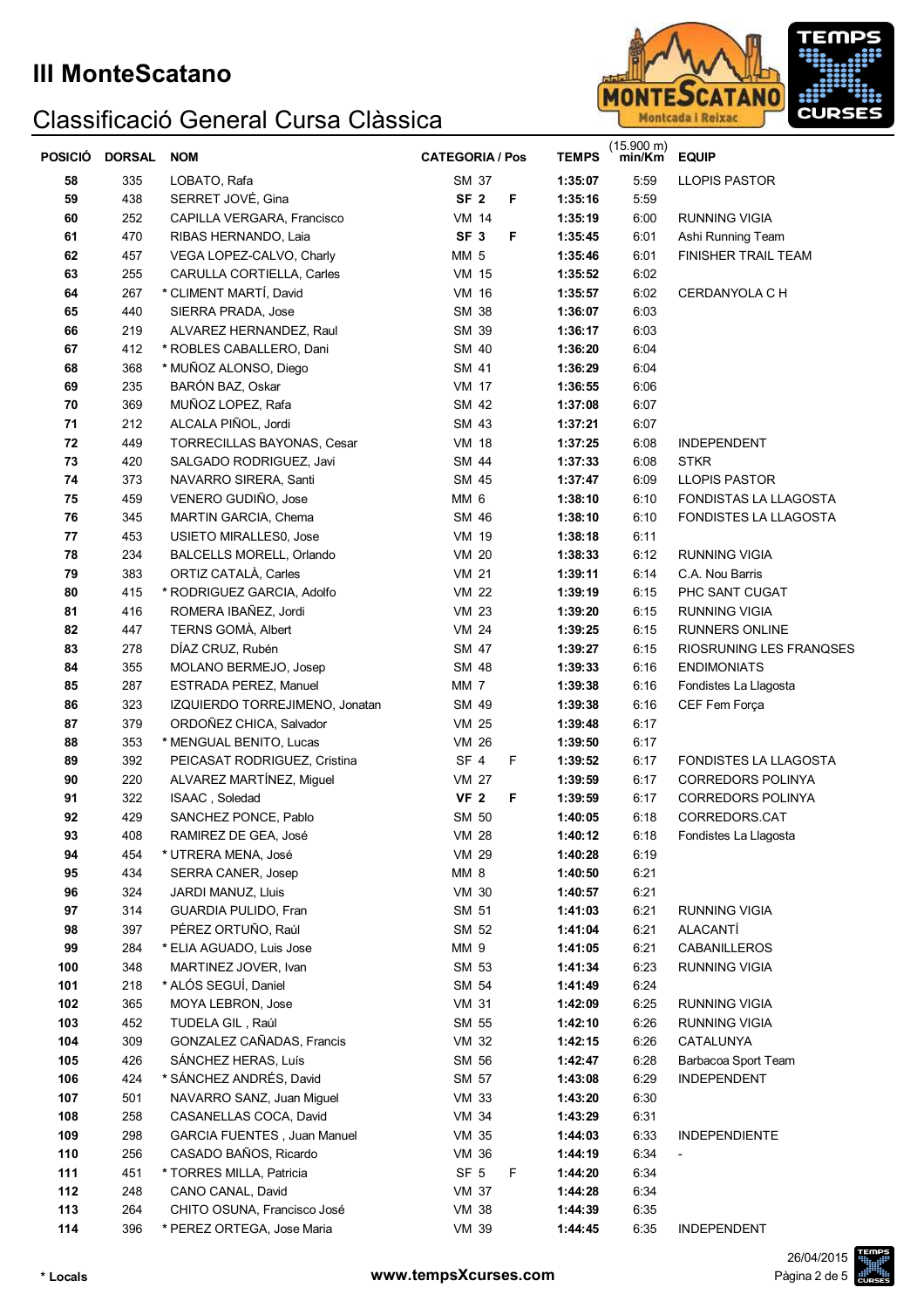# III MonteScatano

## Classificació General Cursa Clàssica

| POSICIÓ | DORSAL | NOM | CATEGORIA / Pos | | TEMPS | (15.900 m) min/Km | EQUIP |
|---|---|---|---|---|---|---|---|
| 58 | 335 | LOBATO, Rafa | SM 37 | | 1:35:07 | 5:59 | LLOPIS PASTOR |
| 59 | 438 | SERRET JOVÉ, Gina | **SF 2** | **F** | 1:35:16 | 5:59 | |
| 60 | 252 | CAPILLA VERGARA, Francisco | VM 14 | | 1:35:19 | 6:00 | RUNNING VIGIA |
| 61 | 470 | RIBAS HERNANDO, Laia | **SF 3** | **F** | 1:35:45 | 6:01 | Ashi Running Team |
| 62 | 457 | VEGA LOPEZ-CALVO, Charly | MM 5 | | 1:35:46 | 6:01 | FINISHER TRAIL TEAM |
| 63 | 255 | CARULLA CORTIELLA, Carles | VM 15 | | 1:35:52 | 6:02 | |
| 64 | 267 | * CLIMENT MARTÍ, David | VM 16 | | 1:35:57 | 6:02 | CERDANYOLA C H |
| 65 | 440 | SIERRA PRADA, Jose | SM 38 | | 1:36:07 | 6:03 | |
| 66 | 219 | ALVAREZ HERNANDEZ, Raul | SM 39 | | 1:36:17 | 6:03 | |
| 67 | 412 | * ROBLES CABALLERO, Dani | SM 40 | | 1:36:20 | 6:04 | |
| 68 | 368 | * MUÑOZ ALONSO, Diego | SM 41 | | 1:36:29 | 6:04 | |
| 69 | 235 | BARÓN BAZ, Oskar | VM 17 | | 1:36:55 | 6:06 | |
| 70 | 369 | MUÑOZ LOPEZ, Rafa | SM 42 | | 1:37:08 | 6:07 | |
| 71 | 212 | ALCALA PIÑOL, Jordi | SM 43 | | 1:37:21 | 6:07 | |
| 72 | 449 | TORRECILLAS BAYONAS, Cesar | VM 18 | | 1:37:25 | 6:08 | INDEPENDENT |
| 73 | 420 | SALGADO RODRIGUEZ, Javi | SM 44 | | 1:37:33 | 6:08 | STKR |
| 74 | 373 | NAVARRO SIRERA, Santi | SM 45 | | 1:37:47 | 6:09 | LLOPIS PASTOR |
| 75 | 459 | VENERO GUDIÑO, Jose | MM 6 | | 1:38:10 | 6:10 | FONDISTAS LA LLAGOSTA |
| 76 | 345 | MARTIN GARCIA, Chema | SM 46 | | 1:38:10 | 6:10 | FONDISTES LA LLAGOSTA |
| 77 | 453 | USIETO MIRALLES0, Jose | VM 19 | | 1:38:18 | 6:11 | |
| 78 | 234 | BALCELLS MORELL, Orlando | VM 20 | | 1:38:33 | 6:12 | RUNNING VIGIA |
| 79 | 383 | ORTIZ CATALÀ, Carles | VM 21 | | 1:39:11 | 6:14 | C.A. Nou Barris |
| 80 | 415 | * RODRIGUEZ GARCIA, Adolfo | VM 22 | | 1:39:19 | 6:15 | PHC SANT CUGAT |
| 81 | 416 | ROMERA IBAÑEZ, Jordi | VM 23 | | 1:39:20 | 6:15 | RUNNING VIGIA |
| 82 | 447 | TERNS GOMÀ, Albert | VM 24 | | 1:39:25 | 6:15 | RUNNERS ONLINE |
| 83 | 278 | DÍAZ CRUZ, Rubén | SM 47 | | 1:39:27 | 6:15 | RIOSRUNING LES FRANQSES |
| 84 | 355 | MOLANO BERMEJO, Josep | SM 48 | | 1:39:33 | 6:16 | ENDIMONIATS |
| 85 | 287 | ESTRADA PEREZ, Manuel | MM 7 | | 1:39:38 | 6:16 | Fondistes La Llagosta |
| 86 | 323 | IZQUIERDO TORREJIMENO, Jonatan | SM 49 | | 1:39:38 | 6:16 | CEF Fem Força |
| 87 | 379 | ORDOÑEZ CHICA, Salvador | VM 25 | | 1:39:48 | 6:17 | |
| 88 | 353 | * MENGUAL BENITO, Lucas | VM 26 | | 1:39:50 | 6:17 | |
| 89 | 392 | PEICASAT RODRIGUEZ, Cristina | SF 4 | F | 1:39:52 | 6:17 | FONDISTES LA LLAGOSTA |
| 90 | 220 | ALVAREZ MARTÍNEZ, Miguel | VM 27 | | 1:39:59 | 6:17 | CORREDORS POLINYA |
| 91 | 322 | ISAAC , Soledad | **VF 2** | **F** | 1:39:59 | 6:17 | CORREDORS POLINYA |
| 92 | 429 | SANCHEZ PONCE, Pablo | SM 50 | | 1:40:05 | 6:18 | CORREDORS.CAT |
| 93 | 408 | RAMIREZ DE GEA, José | VM 28 | | 1:40:12 | 6:18 | Fondistes La Llagosta |
| 94 | 454 | * UTRERA MENA, José | VM 29 | | 1:40:28 | 6:19 | |
| 95 | 434 | SERRA CANER, Josep | MM 8 | | 1:40:50 | 6:21 | |
| 96 | 324 | JARDI MANUZ, Lluis | VM 30 | | 1:40:57 | 6:21 | |
| 97 | 314 | GUARDIA PULIDO, Fran | SM 51 | | 1:41:03 | 6:21 | RUNNING VIGIA |
| 98 | 397 | PÉREZ ORTUÑO, Raúl | SM 52 | | 1:41:04 | 6:21 | ALACANTÍ |
| 99 | 284 | * ELIA AGUADO, Luis Jose | MM 9 | | 1:41:05 | 6:21 | CABANILLEROS |
| 100 | 348 | MARTINEZ JOVER, Ivan | SM 53 | | 1:41:34 | 6:23 | RUNNING VIGIA |
| 101 | 218 | * ALÓS SEGUÍ, Daniel | SM 54 | | 1:41:49 | 6:24 | |
| 102 | 365 | MOYA LEBRON, Jose | VM 31 | | 1:42:09 | 6:25 | RUNNING VIGIA |
| 103 | 452 | TUDELA GIL , Raúl | SM 55 | | 1:42:10 | 6:26 | RUNNING VIGIA |
| 104 | 309 | GONZALEZ CAÑADAS, Francis | VM 32 | | 1:42:15 | 6:26 | CATALUNYA |
| 105 | 426 | SÁNCHEZ HERAS, Luís | SM 56 | | 1:42:47 | 6:28 | Barbacoa Sport Team |
| 106 | 424 | * SÁNCHEZ ANDRÉS, David | SM 57 | | 1:43:08 | 6:29 | INDEPENDENT |
| 107 | 501 | NAVARRO SANZ, Juan Miguel | VM 33 | | 1:43:20 | 6:30 | |
| 108 | 258 | CASANELLAS COCA, David | VM 34 | | 1:43:29 | 6:31 | |
| 109 | 298 | GARCIA FUENTES , Juan Manuel | VM 35 | | 1:44:03 | 6:33 | INDEPENDIENTE |
| 110 | 256 | CASADO BAÑOS, Ricardo | VM 36 | | 1:44:19 | 6:34 | - |
| 111 | 451 | * TORRES MILLA, Patricia | SF 5 | F | 1:44:20 | 6:34 | |
| 112 | 248 | CANO CANAL, David | VM 37 | | 1:44:28 | 6:34 | |
| 113 | 264 | CHITO OSUNA, Francisco José | VM 38 | | 1:44:39 | 6:35 | |
| 114 | 396 | * PEREZ ORTEGA, Jose Maria | VM 39 | | 1:44:45 | 6:35 | INDEPENDENT |

\* Locals

www.tempsXcurses.com

26/04/2015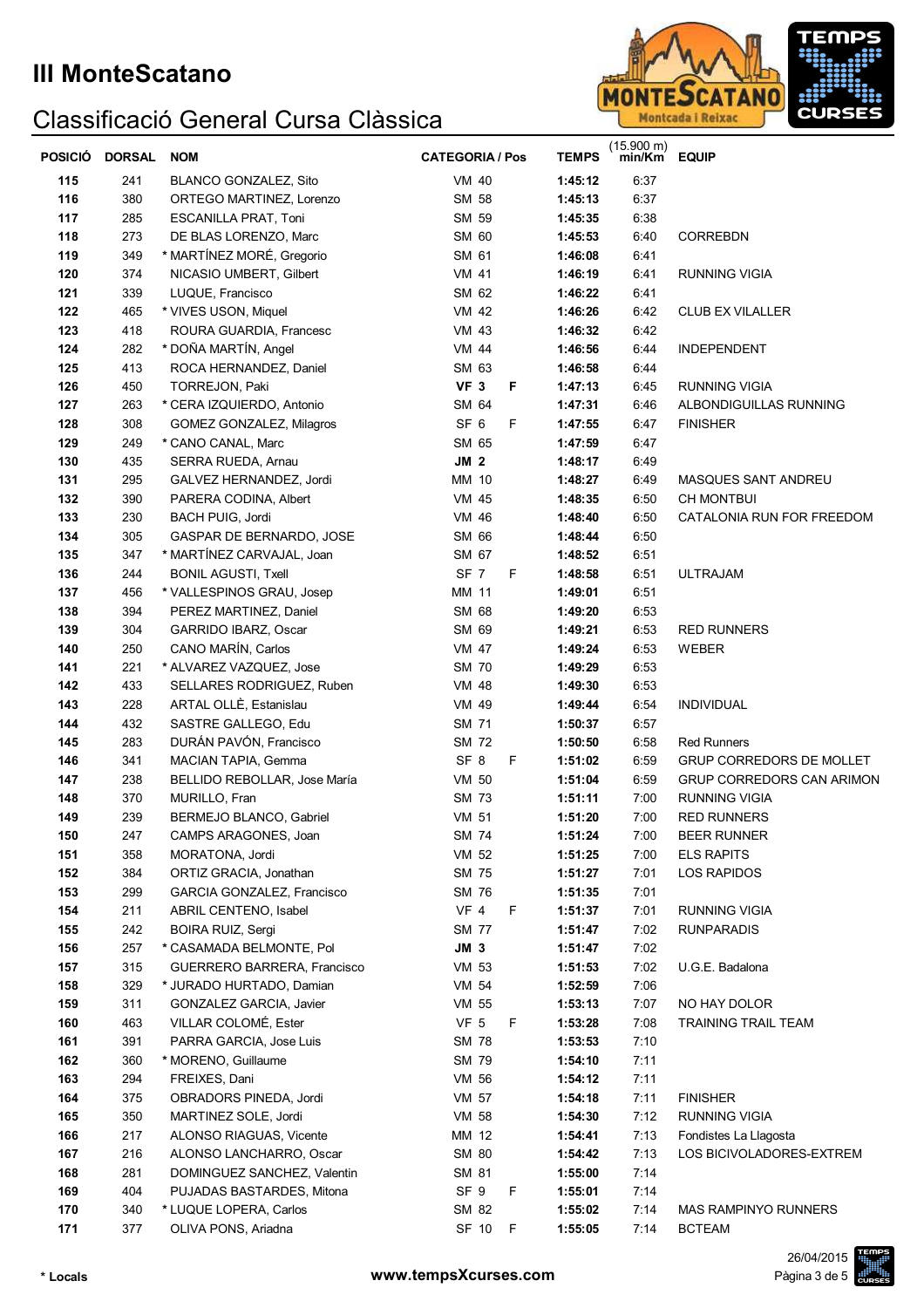# III MonteScatano

## Classificació General Cursa Clàssica

| POSICIÓ | DORSAL | NOM | CATEGORIA / Pos | | TEMPS | (15.900 m) min/Km | EQUIP |
|---|---|---|---|---|---|---|---|
| 115 | 241 | BLANCO GONZALEZ, Sito | VM 40 | | 1:45:12 | 6:37 | |
| 116 | 380 | ORTEGO MARTINEZ, Lorenzo | SM 58 | | 1:45:13 | 6:37 | |
| 117 | 285 | ESCANILLA PRAT, Toni | SM 59 | | 1:45:35 | 6:38 | |
| 118 | 273 | DE BLAS LORENZO, Marc | SM 60 | | 1:45:53 | 6:40 | CORREBDN |
| 119 | 349 | * MARTÍNEZ MORÉ, Gregorio | SM 61 | | 1:46:08 | 6:41 | |
| 120 | 374 | NICASIO UMBERT, Gilbert | VM 41 | | 1:46:19 | 6:41 | RUNNING VIGIA |
| 121 | 339 | LUQUE, Francisco | SM 62 | | 1:46:22 | 6:41 | |
| 122 | 465 | * VIVES USON, Miquel | VM 42 | | 1:46:26 | 6:42 | CLUB EX VILALLER |
| 123 | 418 | ROURA GUARDIA, Francesc | VM 43 | | 1:46:32 | 6:42 | |
| 124 | 282 | * DOÑA MARTÍN, Angel | VM 44 | | 1:46:56 | 6:44 | INDEPENDENT |
| 125 | 413 | ROCA HERNANDEZ, Daniel | SM 63 | | 1:46:58 | 6:44 | |
| 126 | 450 | TORREJON, Paki | **VF 3** | F | 1:47:13 | 6:45 | RUNNING VIGIA |
| 127 | 263 | * CERA IZQUIERDO, Antonio | SM 64 | | 1:47:31 | 6:46 | ALBONDIGUILLAS RUNNING |
| 128 | 308 | GOMEZ GONZALEZ, Milagros | SF 6 | F | 1:47:55 | 6:47 | FINISHER |
| 129 | 249 | * CANO CANAL, Marc | SM 65 | | 1:47:59 | 6:47 | |
| 130 | 435 | SERRA RUEDA, Arnau | **JM 2** | | 1:48:17 | 6:49 | |
| 131 | 295 | GALVEZ HERNANDEZ, Jordi | MM 10 | | 1:48:27 | 6:49 | MASQUES SANT ANDREU |
| 132 | 390 | PARERA CODINA, Albert | VM 45 | | 1:48:35 | 6:50 | CH MONTBUI |
| 133 | 230 | BACH PUIG, Jordi | VM 46 | | 1:48:40 | 6:50 | CATALONIA RUN FOR FREEDOM |
| 134 | 305 | GASPAR DE BERNARDO, JOSE | SM 66 | | 1:48:44 | 6:50 | |
| 135 | 347 | * MARTÍNEZ CARVAJAL, Joan | SM 67 | | 1:48:52 | 6:51 | |
| 136 | 244 | BONIL AGUSTI, Txell | SF 7 | F | 1:48:58 | 6:51 | ULTRAJAM |
| 137 | 456 | * VALLESPINOS GRAU, Josep | MM 11 | | 1:49:01 | 6:51 | |
| 138 | 394 | PEREZ MARTINEZ, Daniel | SM 68 | | 1:49:20 | 6:53 | |
| 139 | 304 | GARRIDO IBARZ, Oscar | SM 69 | | 1:49:21 | 6:53 | RED RUNNERS |
| 140 | 250 | CANO MARÍN, Carlos | VM 47 | | 1:49:24 | 6:53 | WEBER |
| 141 | 221 | * ALVAREZ VAZQUEZ, Jose | SM 70 | | 1:49:29 | 6:53 | |
| 142 | 433 | SELLARES RODRIGUEZ, Ruben | VM 48 | | 1:49:30 | 6:53 | |
| 143 | 228 | ARTAL OLLÈ, Estanislau | VM 49 | | 1:49:44 | 6:54 | INDIVIDUAL |
| 144 | 432 | SASTRE GALLEGO, Edu | SM 71 | | 1:50:37 | 6:57 | |
| 145 | 283 | DURÁN PAVÓN, Francisco | SM 72 | | 1:50:50 | 6:58 | Red Runners |
| 146 | 341 | MACIAN TAPIA, Gemma | SF 8 | F | 1:51:02 | 6:59 | GRUP CORREDORS DE MOLLET |
| 147 | 238 | BELLIDO REBOLLAR, Jose María | VM 50 | | 1:51:04 | 6:59 | GRUP CORREDORS CAN ARIMON |
| 148 | 370 | MURILLO, Fran | SM 73 | | 1:51:11 | 7:00 | RUNNING VIGIA |
| 149 | 239 | BERMEJO BLANCO, Gabriel | VM 51 | | 1:51:20 | 7:00 | RED RUNNERS |
| 150 | 247 | CAMPS ARAGONES, Joan | SM 74 | | 1:51:24 | 7:00 | BEER RUNNER |
| 151 | 358 | MORATONA, Jordi | VM 52 | | 1:51:25 | 7:00 | ELS RAPITS |
| 152 | 384 | ORTIZ GRACIA, Jonathan | SM 75 | | 1:51:27 | 7:01 | LOS RAPIDOS |
| 153 | 299 | GARCIA GONZALEZ, Francisco | SM 76 | | 1:51:35 | 7:01 | |
| 154 | 211 | ABRIL CENTENO, Isabel | VF 4 | F | 1:51:37 | 7:01 | RUNNING VIGIA |
| 155 | 242 | BOIRA RUIZ, Sergi | SM 77 | | 1:51:47 | 7:02 | RUNPARADIS |
| 156 | 257 | * CASAMADA BELMONTE, Pol | **JM 3** | | 1:51:47 | 7:02 | |
| 157 | 315 | GUERRERO BARRERA, Francisco | VM 53 | | 1:51:53 | 7:02 | U.G.E. Badalona |
| 158 | 329 | * JURADO HURTADO, Damian | VM 54 | | 1:52:59 | 7:06 | |
| 159 | 311 | GONZALEZ GARCIA, Javier | VM 55 | | 1:53:13 | 7:07 | NO HAY DOLOR |
| 160 | 463 | VILLAR COLOMÉ, Ester | VF 5 | F | 1:53:28 | 7:08 | TRAINING TRAIL TEAM |
| 161 | 391 | PARRA GARCIA, Jose Luis | SM 78 | | 1:53:53 | 7:10 | |
| 162 | 360 | * MORENO, Guillaume | SM 79 | | 1:54:10 | 7:11 | |
| 163 | 294 | FREIXES, Dani | VM 56 | | 1:54:12 | 7:11 | |
| 164 | 375 | OBRADORS PINEDA, Jordi | VM 57 | | 1:54:18 | 7:11 | FINISHER |
| 165 | 350 | MARTINEZ SOLE, Jordi | VM 58 | | 1:54:30 | 7:12 | RUNNING VIGIA |
| 166 | 217 | ALONSO RIAGUAS, Vicente | MM 12 | | 1:54:41 | 7:13 | Fondistes La Llagosta |
| 167 | 216 | ALONSO LANCHARRO, Oscar | SM 80 | | 1:54:42 | 7:13 | LOS BICIVOLADORES-EXTREM |
| 168 | 281 | DOMINGUEZ SANCHEZ, Valentin | SM 81 | | 1:55:00 | 7:14 | |
| 169 | 404 | PUJADAS BASTARDES, Mitona | SF 9 | F | 1:55:01 | 7:14 | |
| 170 | 340 | * LUQUE LOPERA, Carlos | SM 82 | | 1:55:02 | 7:14 | MAS RAMPINYO RUNNERS |
| 171 | 377 | OLIVA PONS, Ariadna | SF 10 | F | 1:55:05 | 7:14 | BCTEAM |

\* Locals

www.tempsXcurses.com

26/04/2015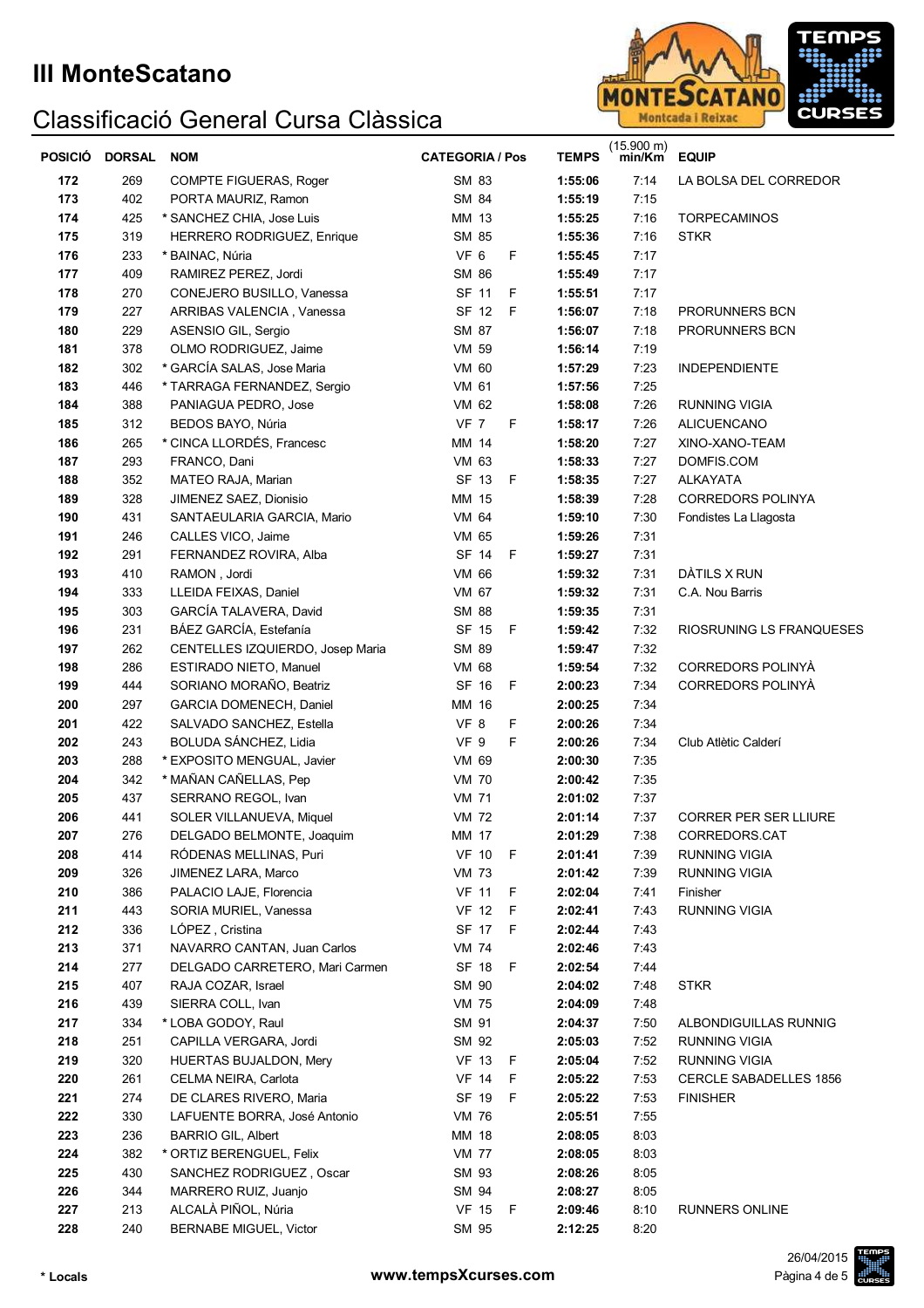# III MonteScatano

## Classificació General Cursa Clàssica

| POSICIÓ | DORSAL | NOM | CATEGORIA / Pos | | TEMPS | (15.900 m) min/Km | EQUIP |
|---|---|---|---|---|---|---|---|
| 172 | 269 | COMPTE FIGUERAS, Roger | SM 83 | | 1:55:06 | 7:14 | LA BOLSA DEL CORREDOR |
| 173 | 402 | PORTA MAURIZ, Ramon | SM 84 | | 1:55:19 | 7:15 | |
| 174 | 425 | * SANCHEZ CHIA, Jose Luis | MM 13 | | 1:55:25 | 7:16 | TORPECAMINOS |
| 175 | 319 | HERRERO RODRIGUEZ, Enrique | SM 85 | | 1:55:36 | 7:16 | STKR |
| 176 | 233 | * BAINAC, Núria | VF 6 | F | 1:55:45 | 7:17 | |
| 177 | 409 | RAMIREZ PEREZ, Jordi | SM 86 | | 1:55:49 | 7:17 | |
| 178 | 270 | CONEJERO BUSILLO, Vanessa | SF 11 | F | 1:55:51 | 7:17 | |
| 179 | 227 | ARRIBAS VALENCIA , Vanessa | SF 12 | F | 1:56:07 | 7:18 | PRORUNNERS BCN |
| 180 | 229 | ASENSIO GIL, Sergio | SM 87 | | 1:56:07 | 7:18 | PRORUNNERS BCN |
| 181 | 378 | OLMO RODRIGUEZ, Jaime | VM 59 | | 1:56:14 | 7:19 | |
| 182 | 302 | * GARCÍA SALAS, Jose Maria | VM 60 | | 1:57:29 | 7:23 | INDEPENDIENTE |
| 183 | 446 | * TARRAGA FERNANDEZ, Sergio | VM 61 | | 1:57:56 | 7:25 | |
| 184 | 388 | PANIAGUA PEDRO, Jose | VM 62 | | 1:58:08 | 7:26 | RUNNING VIGIA |
| 185 | 312 | BEDOS BAYO, Núria | VF 7 | F | 1:58:17 | 7:26 | ALICUENCANO |
| 186 | 265 | * CINCA LLORDÉS, Francesc | MM 14 | | 1:58:20 | 7:27 | XINO-XANO-TEAM |
| 187 | 293 | FRANCO, Dani | VM 63 | | 1:58:33 | 7:27 | DOMFIS.COM |
| 188 | 352 | MATEO RAJA, Marian | SF 13 | F | 1:58:35 | 7:27 | ALKAYATA |
| 189 | 328 | JIMENEZ SAEZ, Dionisio | MM 15 | | 1:58:39 | 7:28 | CORREDORS POLINYA |
| 190 | 431 | SANTAEULARIA GARCIA, Mario | VM 64 | | 1:59:10 | 7:30 | Fondistes La Llagosta |
| 191 | 246 | CALLES VICO, Jaime | VM 65 | | 1:59:26 | 7:31 | |
| 192 | 291 | FERNANDEZ ROVIRA, Alba | SF 14 | F | 1:59:27 | 7:31 | |
| 193 | 410 | RAMON , Jordi | VM 66 | | 1:59:32 | 7:31 | DÀTILS X RUN |
| 194 | 333 | LLEIDA FEIXAS, Daniel | VM 67 | | 1:59:32 | 7:31 | C.A. Nou Barris |
| 195 | 303 | GARCÍA TALAVERA, David | SM 88 | | 1:59:35 | 7:31 | |
| 196 | 231 | BÁEZ GARCÍA, Estefanía | SF 15 | F | 1:59:42 | 7:32 | RIOSRUNING LS FRANQUESES |
| 197 | 262 | CENTELLES IZQUIERDO, Josep Maria | SM 89 | | 1:59:47 | 7:32 | |
| 198 | 286 | ESTIRADO NIETO, Manuel | VM 68 | | 1:59:54 | 7:32 | CORREDORS POLINYÀ |
| 199 | 444 | SORIANO MORAÑO, Beatriz | SF 16 | F | 2:00:23 | 7:34 | CORREDORS POLINYÀ |
| 200 | 297 | GARCIA DOMENECH, Daniel | MM 16 | | 2:00:25 | 7:34 | |
| 201 | 422 | SALVADO SANCHEZ, Estella | VF 8 | F | 2:00:26 | 7:34 | |
| 202 | 243 | BOLUDA SÁNCHEZ, Lidia | VF 9 | F | 2:00:26 | 7:34 | Club Atlètic Calderí |
| 203 | 288 | * EXPOSITO MENGUAL, Javier | VM 69 | | 2:00:30 | 7:35 | |
| 204 | 342 | * MAÑAN CAÑELLAS, Pep | VM 70 | | 2:00:42 | 7:35 | |
| 205 | 437 | SERRANO REGOL, Ivan | VM 71 | | 2:01:02 | 7:37 | |
| 206 | 441 | SOLER VILLANUEVA, Miquel | VM 72 | | 2:01:14 | 7:37 | CORRER PER SER LLIURE |
| 207 | 276 | DELGADO BELMONTE, Joaquim | MM 17 | | 2:01:29 | 7:38 | CORREDORS.CAT |
| 208 | 414 | RÓDENAS MELLINAS, Puri | VF 10 | F | 2:01:41 | 7:39 | RUNNING VIGIA |
| 209 | 326 | JIMENEZ LARA, Marco | VM 73 | | 2:01:42 | 7:39 | RUNNING VIGIA |
| 210 | 386 | PALACIO LAJE, Florencia | VF 11 | F | 2:02:04 | 7:41 | Finisher |
| 211 | 443 | SORIA MURIEL, Vanessa | VF 12 | F | 2:02:41 | 7:43 | RUNNING VIGIA |
| 212 | 336 | LÓPEZ , Cristina | SF 17 | F | 2:02:44 | 7:43 | |
| 213 | 371 | NAVARRO CANTAN, Juan Carlos | VM 74 | | 2:02:46 | 7:43 | |
| 214 | 277 | DELGADO CARRETERO, Mari Carmen | SF 18 | F | 2:02:54 | 7:44 | |
| 215 | 407 | RAJA COZAR, Israel | SM 90 | | 2:04:02 | 7:48 | STKR |
| 216 | 439 | SIERRA COLL, Ivan | VM 75 | | 2:04:09 | 7:48 | |
| 217 | 334 | * LOBA GODOY, Raul | SM 91 | | 2:04:37 | 7:50 | ALBONDIGUILLAS RUNNIG |
| 218 | 251 | CAPILLA VERGARA, Jordi | SM 92 | | 2:05:03 | 7:52 | RUNNING VIGIA |
| 219 | 320 | HUERTAS BUJALDON, Mery | VF 13 | F | 2:05:04 | 7:52 | RUNNING VIGIA |
| 220 | 261 | CELMA NEIRA, Carlota | VF 14 | F | 2:05:22 | 7:53 | CERCLE SABADELLES 1856 |
| 221 | 274 | DE CLARES RIVERO, Maria | SF 19 | F | 2:05:22 | 7:53 | FINISHER |
| 222 | 330 | LAFUENTE BORRA, José Antonio | VM 76 | | 2:05:51 | 7:55 | |
| 223 | 236 | BARRIO GIL, Albert | MM 18 | | 2:08:05 | 8:03 | |
| 224 | 382 | * ORTIZ BERENGUEL, Felix | VM 77 | | 2:08:05 | 8:03 | |
| 225 | 430 | SANCHEZ RODRIGUEZ , Oscar | SM 93 | | 2:08:26 | 8:05 | |
| 226 | 344 | MARRERO RUIZ, Juanjo | SM 94 | | 2:08:27 | 8:05 | |
| 227 | 213 | ALCALÀ PIÑOL, Núria | VF 15 | F | 2:09:46 | 8:10 | RUNNERS ONLINE |
| 228 | 240 | BERNABE MIGUEL, Victor | SM 95 | | 2:12:25 | 8:20 | |

\* Locals

www.tempsXcurses.com

26/04/2015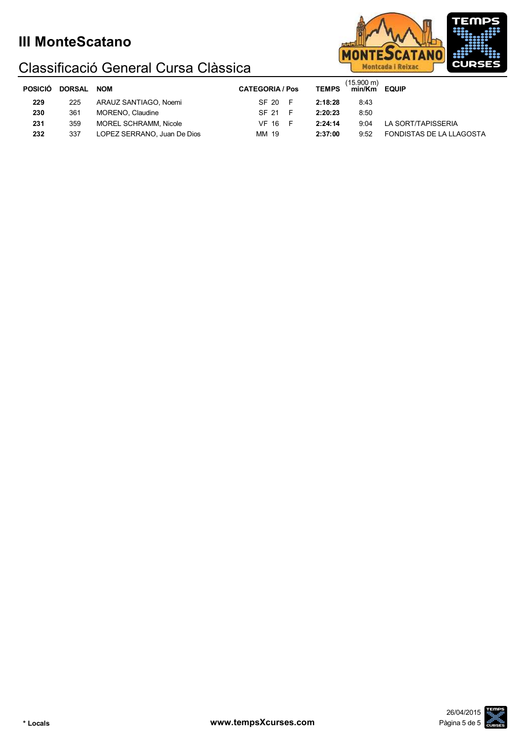# III MonteScatano

## Classificació General Cursa Clàssica

| POSICIÓ | DORSAL | NOM | CATEGORIA / Pos | | TEMPS | (15.900 m) min/Km | EQUIP |
|---|---|---|---|---|---|---|---|
| **229** | 225 | ARAUZ SANTIAGO, Noemi | SF 20 | F | **2:18:28** | 8:43 | |
| **230** | 361 | MORENO, Claudine | SF 21 | F | **2:20:23** | 8:50 | |
| **231** | 359 | MOREL SCHRAMM, Nicole | VF 16 | F | **2:24:14** | 9:04 | LA SORT/TAPISSERIA |
| **232** | 337 | LOPEZ SERRANO, Juan De Dios | MM 19 | | **2:37:00** | 9:52 | FONDISTAS DE LA LLAGOSTA |

**\* Locals**